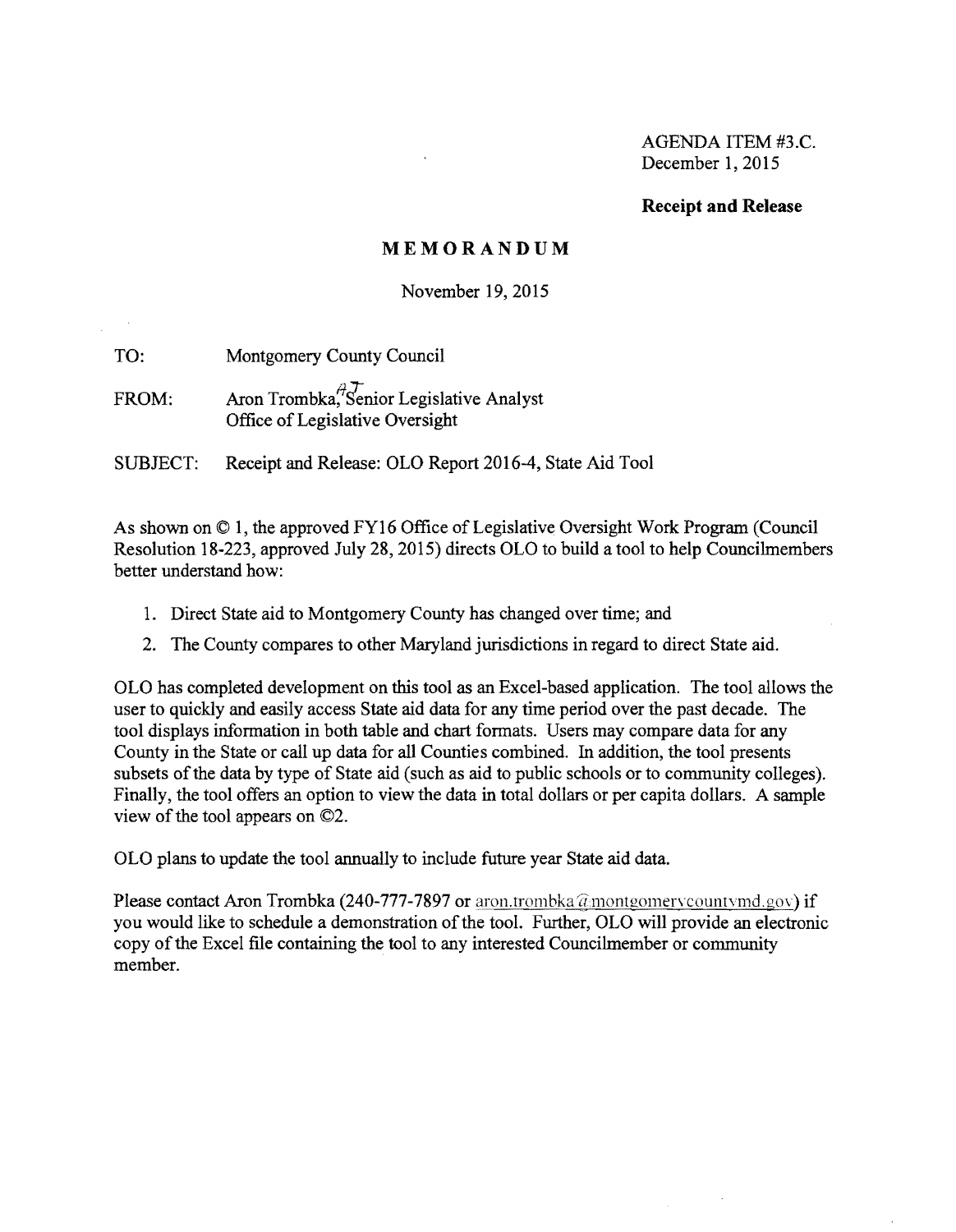AGENDA ITEM #3.C.
December 1, 2015

**Receipt and Release**

# MEMORANDUM

November 19, 2015

TO: Montgomery County Council

FROM: Aron Trombka, Senior Legislative Analyst
Office of Legislative Oversight

SUBJECT: Receipt and Release: OLO Report 2016-4, State Aid Tool

As shown on © 1, the approved FY16 Office of Legislative Oversight Work Program (Council Resolution 18-223, approved July 28, 2015) directs OLO to build a tool to help Councilmembers better understand how:

1. Direct State aid to Montgomery County has changed over time; and
2. The County compares to other Maryland jurisdictions in regard to direct State aid.

OLO has completed development on this tool as an Excel-based application. The tool allows the user to quickly and easily access State aid data for any time period over the past decade. The tool displays information in both table and chart formats. Users may compare data for any County in the State or call up data for all Counties combined. In addition, the tool presents subsets of the data by type of State aid (such as aid to public schools or to community colleges). Finally, the tool offers an option to view the data in total dollars or per capita dollars. A sample view of the tool appears on ©2.

OLO plans to update the tool annually to include future year State aid data.

Please contact Aron Trombka (240-777-7897 or aron.trombka@montgomerycountymd.gov) if you would like to schedule a demonstration of the tool. Further, OLO will provide an electronic copy of the Excel file containing the tool to any interested Councilmember or community member.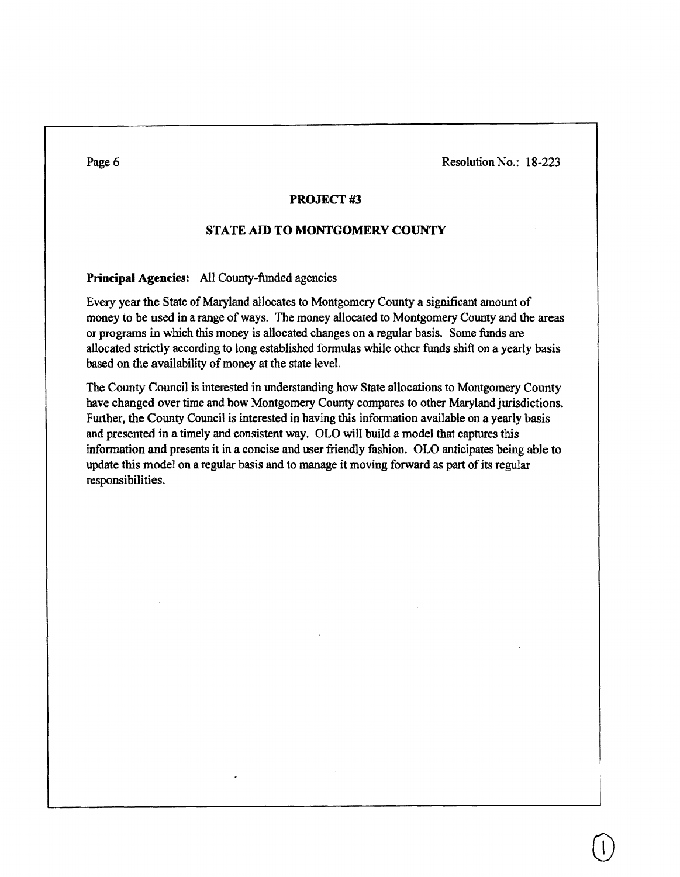## PROJECT #3

## STATE AID TO MONTGOMERY COUNTY

**Principal Agencies:** All County-funded agencies

Every year the State of Maryland allocates to Montgomery County a significant amount of money to be used in a range of ways. The money allocated to Montgomery County and the areas or programs in which this money is allocated changes on a regular basis. Some funds are allocated strictly according to long established formulas while other funds shift on a yearly basis based on the availability of money at the state level.

The County Council is interested in understanding how State allocations to Montgomery County have changed over time and how Montgomery County compares to other Maryland jurisdictions. Further, the County Council is interested in having this information available on a yearly basis and presented in a timely and consistent way. OLO will build a model that captures this information and presents it in a concise and user friendly fashion. OLO anticipates being able to update this model on a regular basis and to manage it moving forward as part of its regular responsibilities.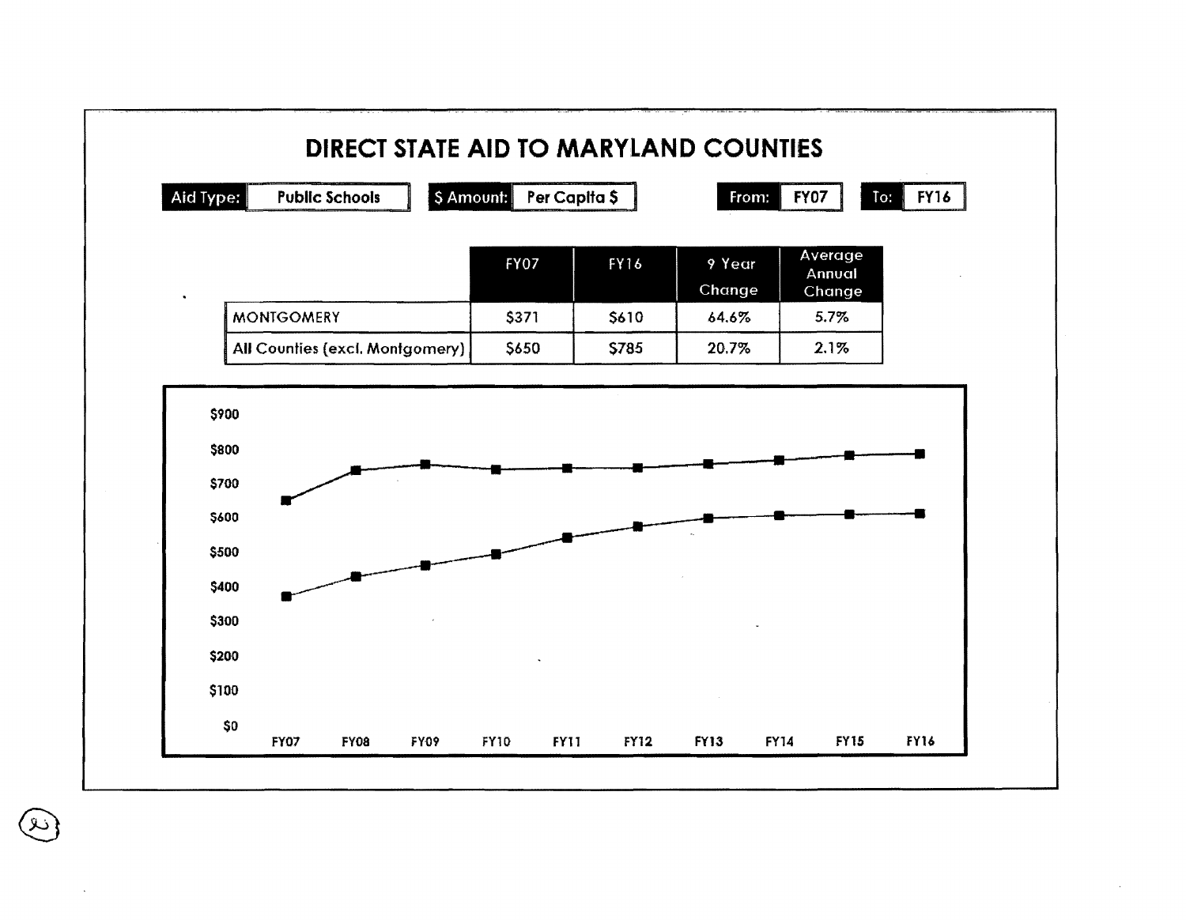# DIRECT STATE AID TO MARYLAND COUNTIES

Aid Type: **Public Schools** | $ Amount: **Per Capita $** | From: **FY07** | To: **FY16**

| | FY07 | FY16 | 9 Year Change | Average Annual Change |
|---|---|---|---|---|
| MONTGOMERY | $371 | $610 | 64.6% | 5.7% |
| All Counties (excl. Montgomery) | $650 | $785 | 20.7% | 2.1% |

$900
$800
$700
$600
$500
$400
$300
$200
$100
$0

FY07 FY08 FY09 FY10 FY11 FY12 FY13 FY14 FY15 FY16